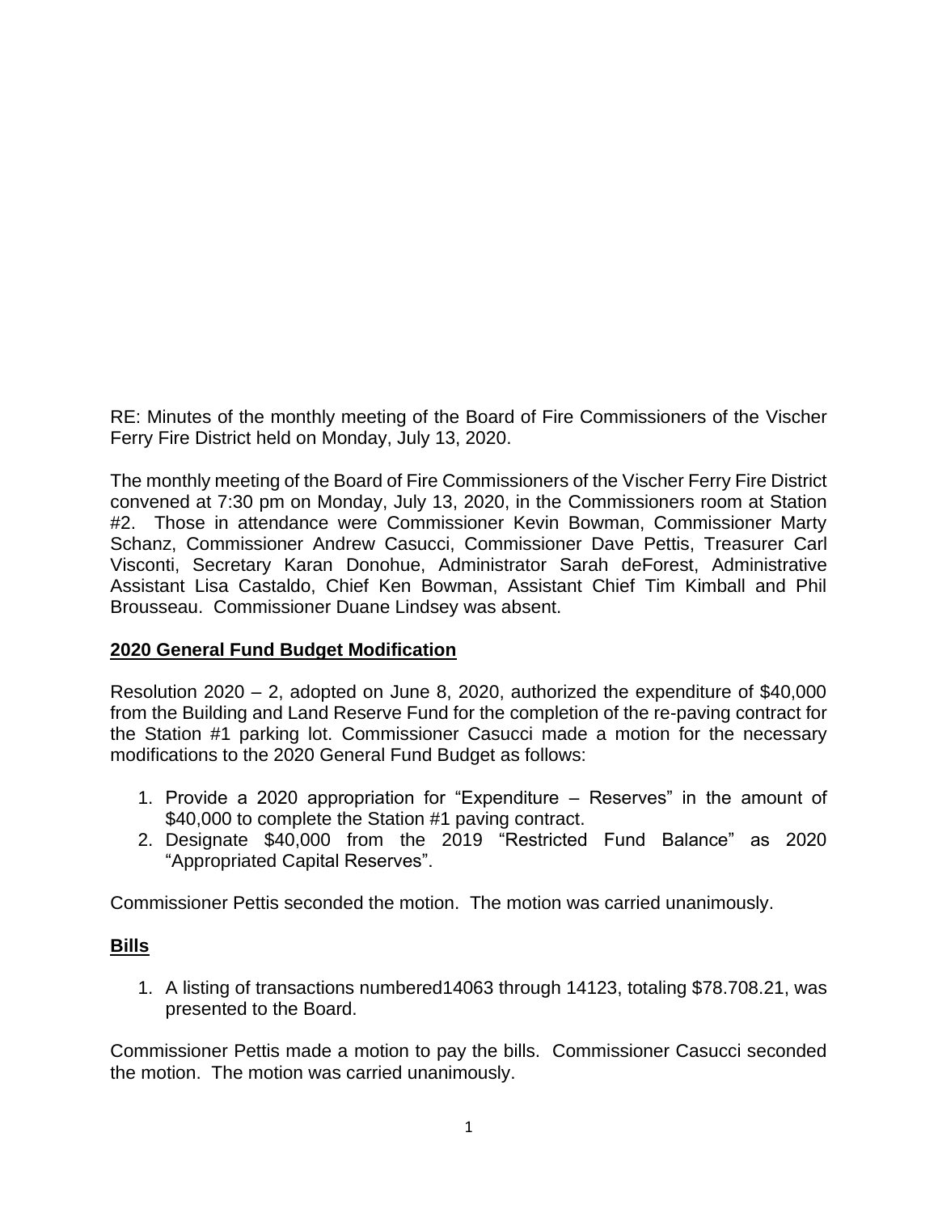RE: Minutes of the monthly meeting of the Board of Fire Commissioners of the Vischer Ferry Fire District held on Monday, July 13, 2020.

The monthly meeting of the Board of Fire Commissioners of the Vischer Ferry Fire District convened at 7:30 pm on Monday, July 13, 2020, in the Commissioners room at Station #2. Those in attendance were Commissioner Kevin Bowman, Commissioner Marty Schanz, Commissioner Andrew Casucci, Commissioner Dave Pettis, Treasurer Carl Visconti, Secretary Karan Donohue, Administrator Sarah deForest, Administrative Assistant Lisa Castaldo, Chief Ken Bowman, Assistant Chief Tim Kimball and Phil Brousseau. Commissioner Duane Lindsey was absent.

**2020 General Fund Budget Modification**

Resolution 2020 – 2, adopted on June 8, 2020, authorized the expenditure of $40,000 from the Building and Land Reserve Fund for the completion of the re-paving contract for the Station #1 parking lot. Commissioner Casucci made a motion for the necessary modifications to the 2020 General Fund Budget as follows:

1. Provide a 2020 appropriation for "Expenditure – Reserves" in the amount of $40,000 to complete the Station #1 paving contract.
2. Designate $40,000 from the 2019 "Restricted Fund Balance" as 2020 "Appropriated Capital Reserves".

Commissioner Pettis seconded the motion. The motion was carried unanimously.

**Bills**

1. A listing of transactions numbered14063 through 14123, totaling $78.708.21, was presented to the Board.

Commissioner Pettis made a motion to pay the bills. Commissioner Casucci seconded the motion. The motion was carried unanimously.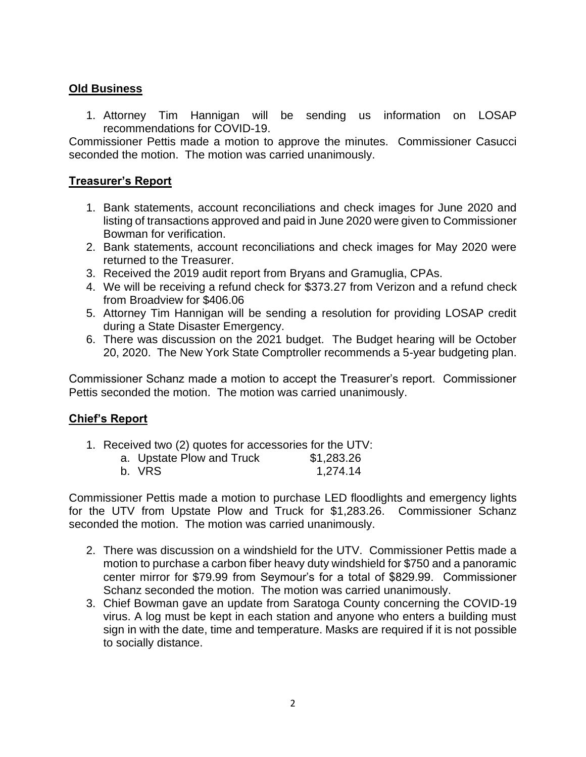## Old Business

1. Attorney Tim Hannigan will be sending us information on LOSAP recommendations for COVID-19.

Commissioner Pettis made a motion to approve the minutes. Commissioner Casucci seconded the motion. The motion was carried unanimously.

## Treasurer's Report

1. Bank statements, account reconciliations and check images for June 2020 and listing of transactions approved and paid in June 2020 were given to Commissioner Bowman for verification.
2. Bank statements, account reconciliations and check images for May 2020 were returned to the Treasurer.
3. Received the 2019 audit report from Bryans and Gramuglia, CPAs.
4. We will be receiving a refund check for $373.27 from Verizon and a refund check from Broadview for $406.06
5. Attorney Tim Hannigan will be sending a resolution for providing LOSAP credit during a State Disaster Emergency.
6. There was discussion on the 2021 budget. The Budget hearing will be October 20, 2020. The New York State Comptroller recommends a 5-year budgeting plan.

Commissioner Schanz made a motion to accept the Treasurer's report. Commissioner Pettis seconded the motion. The motion was carried unanimously.

## Chief's Report

1. Received two (2) quotes for accessories for the UTV:
   a. Upstate Plow and Truck $1,283.26
   b. VRS 1,274.14

Commissioner Pettis made a motion to purchase LED floodlights and emergency lights for the UTV from Upstate Plow and Truck for $1,283.26. Commissioner Schanz seconded the motion. The motion was carried unanimously.

2. There was discussion on a windshield for the UTV. Commissioner Pettis made a motion to purchase a carbon fiber heavy duty windshield for $750 and a panoramic center mirror for $79.99 from Seymour's for a total of $829.99. Commissioner Schanz seconded the motion. The motion was carried unanimously.
3. Chief Bowman gave an update from Saratoga County concerning the COVID-19 virus. A log must be kept in each station and anyone who enters a building must sign in with the date, time and temperature. Masks are required if it is not possible to socially distance.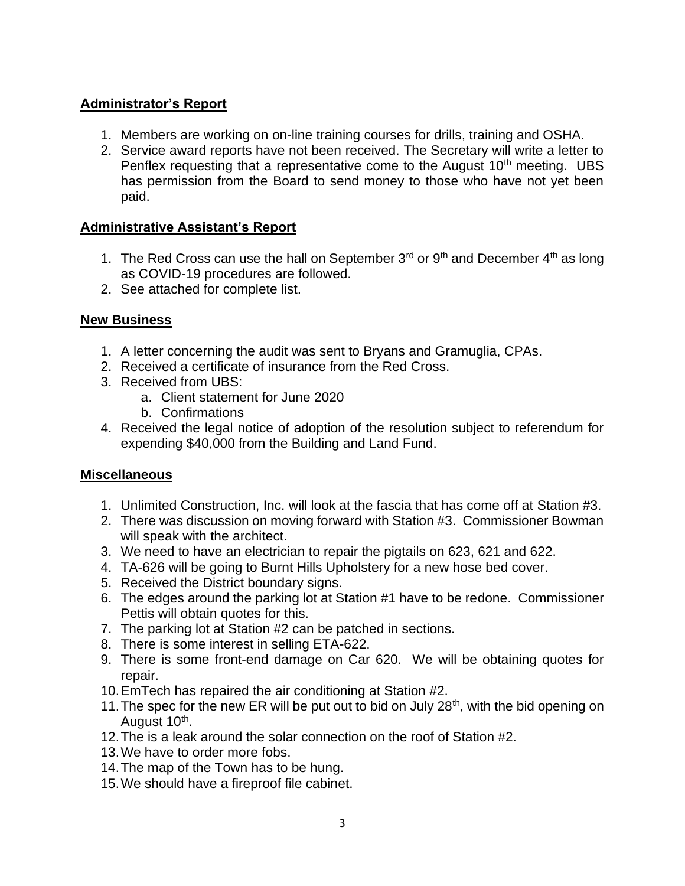## Administrator's Report

1. Members are working on on-line training courses for drills, training and OSHA.
2. Service award reports have not been received. The Secretary will write a letter to Penflex requesting that a representative come to the August 10th meeting. UBS has permission from the Board to send money to those who have not yet been paid.

## Administrative Assistant's Report

1. The Red Cross can use the hall on September 3rd or 9th and December 4th as long as COVID-19 procedures are followed.
2. See attached for complete list.

## New Business

1. A letter concerning the audit was sent to Bryans and Gramuglia, CPAs.
2. Received a certificate of insurance from the Red Cross.
3. Received from UBS:
    a. Client statement for June 2020
    b. Confirmations
4. Received the legal notice of adoption of the resolution subject to referendum for expending $40,000 from the Building and Land Fund.

## Miscellaneous

1. Unlimited Construction, Inc. will look at the fascia that has come off at Station #3.
2. There was discussion on moving forward with Station #3. Commissioner Bowman will speak with the architect.
3. We need to have an electrician to repair the pigtails on 623, 621 and 622.
4. TA-626 will be going to Burnt Hills Upholstery for a new hose bed cover.
5. Received the District boundary signs.
6. The edges around the parking lot at Station #1 have to be redone. Commissioner Pettis will obtain quotes for this.
7. The parking lot at Station #2 can be patched in sections.
8. There is some interest in selling ETA-622.
9. There is some front-end damage on Car 620. We will be obtaining quotes for repair.
10. EmTech has repaired the air conditioning at Station #2.
11. The spec for the new ER will be put out to bid on July 28th, with the bid opening on August 10th.
12. The is a leak around the solar connection on the roof of Station #2.
13. We have to order more fobs.
14. The map of the Town has to be hung.
15. We should have a fireproof file cabinet.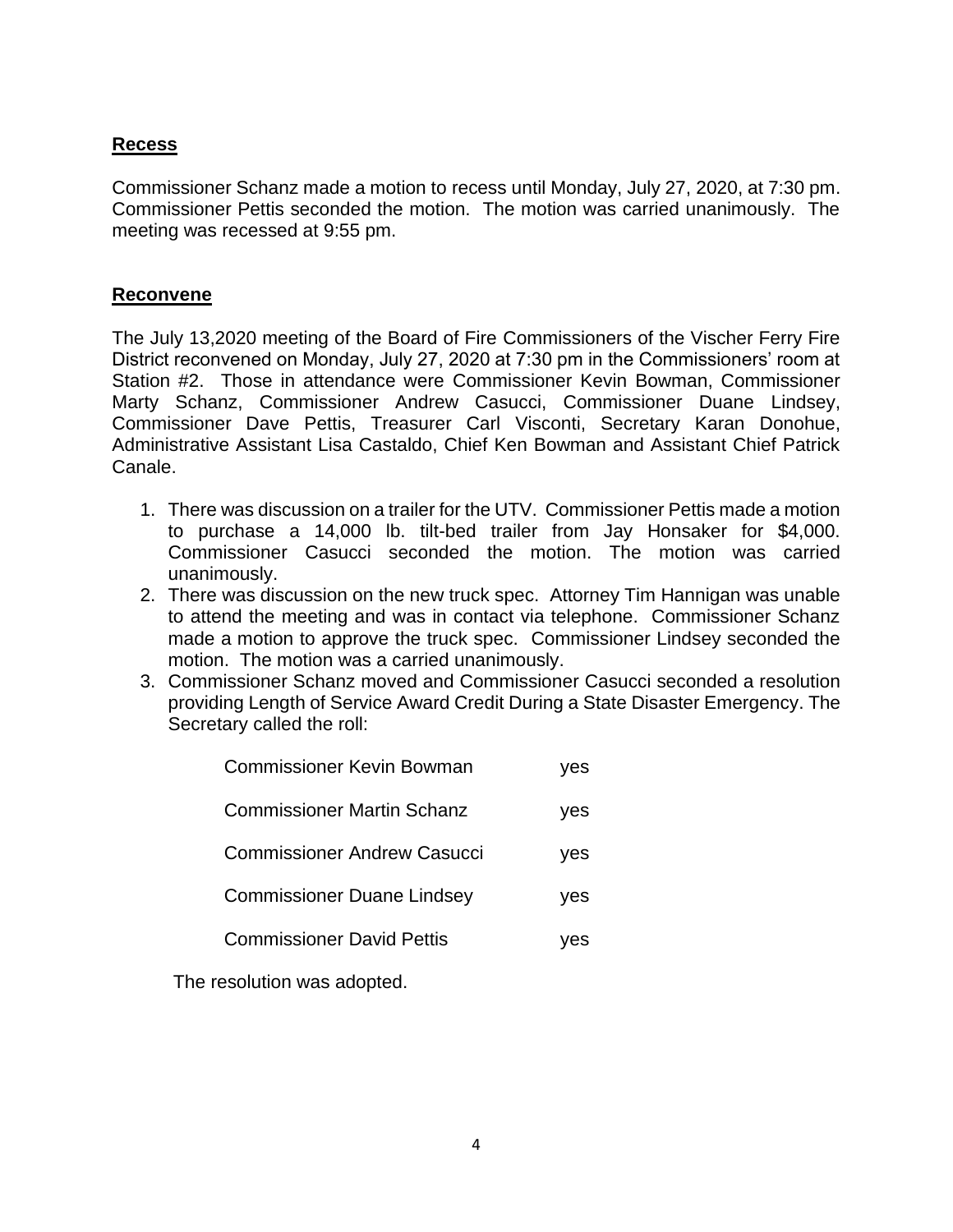## Recess

Commissioner Schanz made a motion to recess until Monday, July 27, 2020, at 7:30 pm. Commissioner Pettis seconded the motion. The motion was carried unanimously. The meeting was recessed at 9:55 pm.

## Reconvene

The July 13,2020 meeting of the Board of Fire Commissioners of the Vischer Ferry Fire District reconvened on Monday, July 27, 2020 at 7:30 pm in the Commissioners' room at Station #2. Those in attendance were Commissioner Kevin Bowman, Commissioner Marty Schanz, Commissioner Andrew Casucci, Commissioner Duane Lindsey, Commissioner Dave Pettis, Treasurer Carl Visconti, Secretary Karan Donohue, Administrative Assistant Lisa Castaldo, Chief Ken Bowman and Assistant Chief Patrick Canale.

1. There was discussion on a trailer for the UTV. Commissioner Pettis made a motion to purchase a 14,000 lb. tilt-bed trailer from Jay Honsaker for $4,000. Commissioner Casucci seconded the motion. The motion was carried unanimously.
2. There was discussion on the new truck spec. Attorney Tim Hannigan was unable to attend the meeting and was in contact via telephone. Commissioner Schanz made a motion to approve the truck spec. Commissioner Lindsey seconded the motion. The motion was a carried unanimously.
3. Commissioner Schanz moved and Commissioner Casucci seconded a resolution providing Length of Service Award Credit During a State Disaster Emergency. The Secretary called the roll:

| | |
|---|---|
| Commissioner Kevin Bowman | yes |
| Commissioner Martin Schanz | yes |
| Commissioner Andrew Casucci | yes |
| Commissioner Duane Lindsey | yes |
| Commissioner David Pettis | yes |

The resolution was adopted.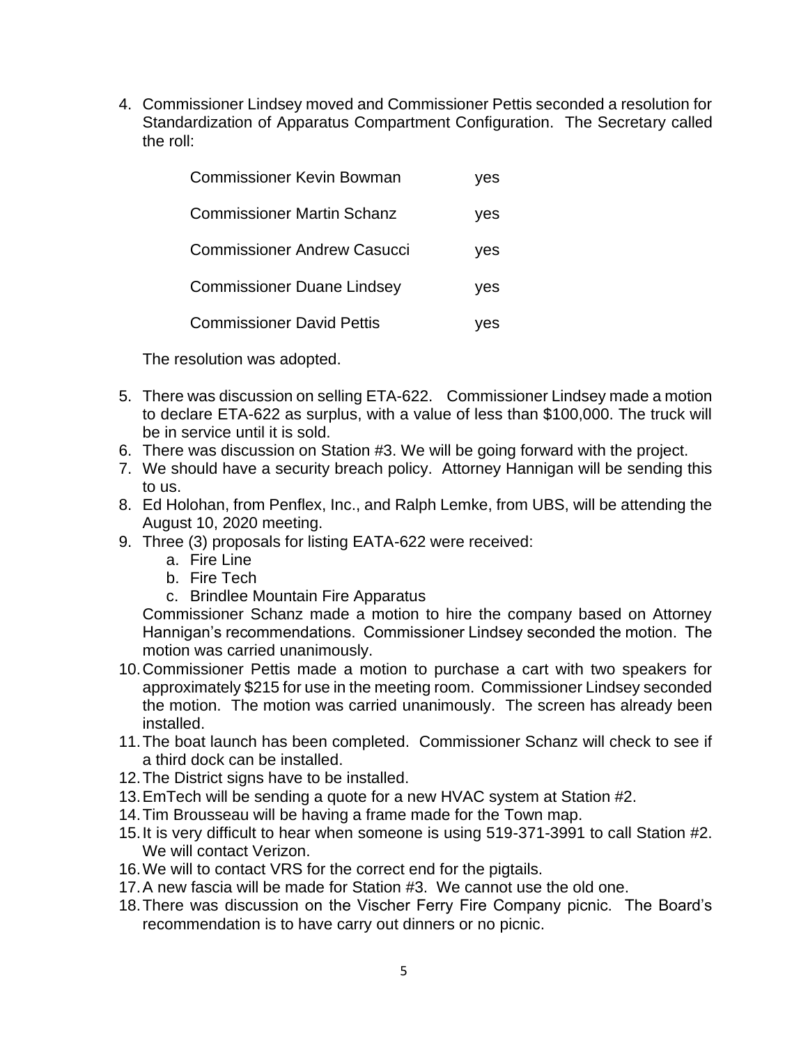4. Commissioner Lindsey moved and Commissioner Pettis seconded a resolution for Standardization of Apparatus Compartment Configuration. The Secretary called the roll:

| | |
|---|---|
| Commissioner Kevin Bowman | yes |
| Commissioner Martin Schanz | yes |
| Commissioner Andrew Casucci | yes |
| Commissioner Duane Lindsey | yes |
| Commissioner David Pettis | yes |

   The resolution was adopted.

5. There was discussion on selling ETA-622. Commissioner Lindsey made a motion to declare ETA-622 as surplus, with a value of less than $100,000. The truck will be in service until it is sold.
6. There was discussion on Station #3. We will be going forward with the project.
7. We should have a security breach policy. Attorney Hannigan will be sending this to us.
8. Ed Holohan, from Penflex, Inc., and Ralph Lemke, from UBS, will be attending the August 10, 2020 meeting.
9. Three (3) proposals for listing EATA-622 were received:
   a. Fire Line
   b. Fire Tech
   c. Brindlee Mountain Fire Apparatus

   Commissioner Schanz made a motion to hire the company based on Attorney Hannigan's recommendations. Commissioner Lindsey seconded the motion. The motion was carried unanimously.
10. Commissioner Pettis made a motion to purchase a cart with two speakers for approximately $215 for use in the meeting room. Commissioner Lindsey seconded the motion. The motion was carried unanimously. The screen has already been installed.
11. The boat launch has been completed. Commissioner Schanz will check to see if a third dock can be installed.
12. The District signs have to be installed.
13. EmTech will be sending a quote for a new HVAC system at Station #2.
14. Tim Brousseau will be having a frame made for the Town map.
15. It is very difficult to hear when someone is using 519-371-3991 to call Station #2. We will contact Verizon.
16. We will to contact VRS for the correct end for the pigtails.
17. A new fascia will be made for Station #3. We cannot use the old one.
18. There was discussion on the Vischer Ferry Fire Company picnic. The Board's recommendation is to have carry out dinners or no picnic.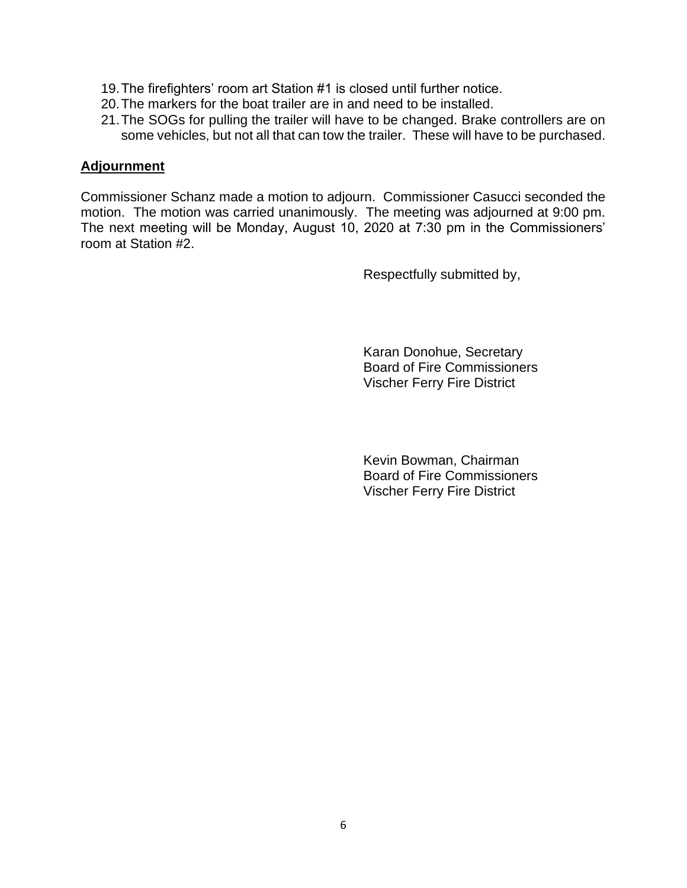19. The firefighters' room art Station #1 is closed until further notice.
20. The markers for the boat trailer are in and need to be installed.
21. The SOGs for pulling the trailer will have to be changed. Brake controllers are on some vehicles, but not all that can tow the trailer. These will have to be purchased.

**Adjournment**

Commissioner Schanz made a motion to adjourn. Commissioner Casucci seconded the motion. The motion was carried unanimously. The meeting was adjourned at 9:00 pm. The next meeting will be Monday, August 10, 2020 at 7:30 pm in the Commissioners' room at Station #2.

Respectfully submitted by,

Karan Donohue, Secretary
Board of Fire Commissioners
Vischer Ferry Fire District

Kevin Bowman, Chairman
Board of Fire Commissioners
Vischer Ferry Fire District